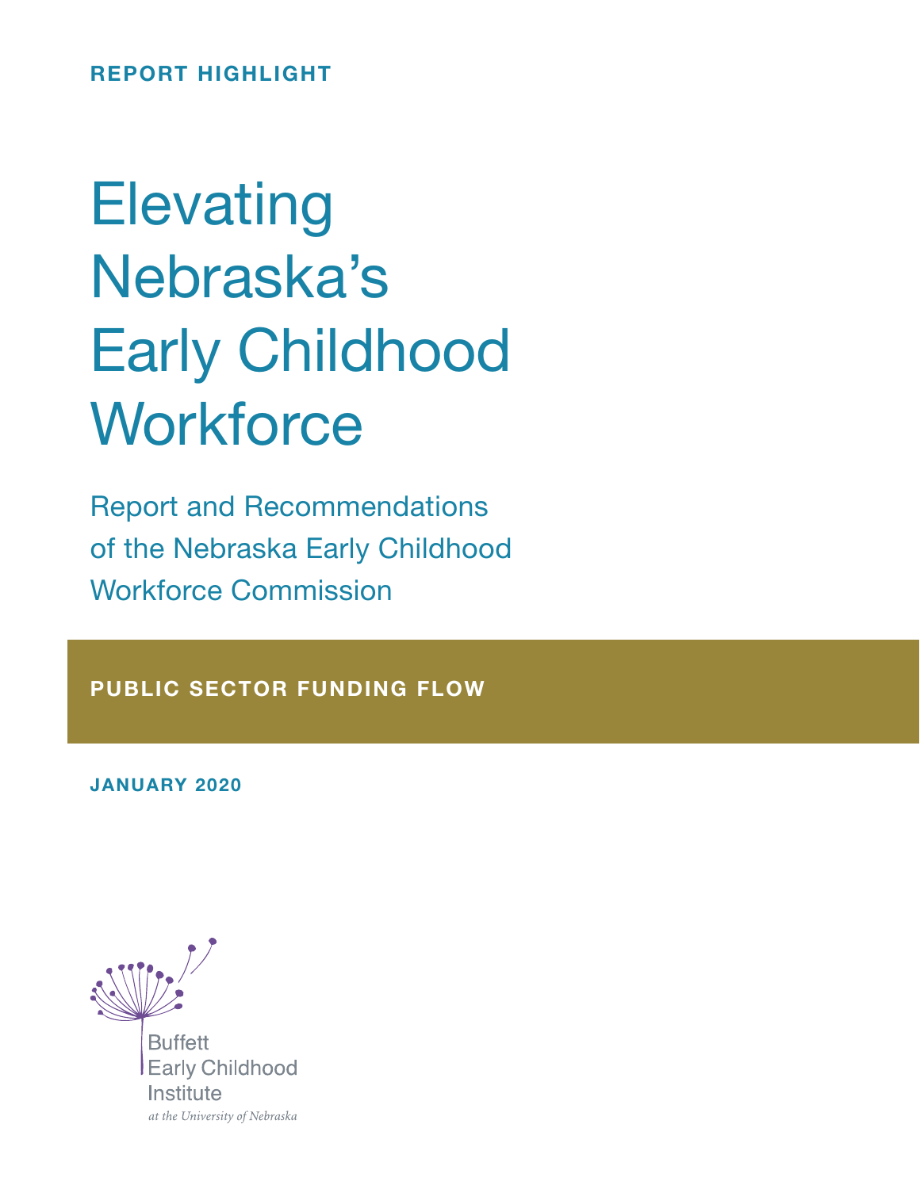**REPORT HIGHLIGHT**

# Elevating Nebraska's Early Childhood Workforce

## Report and Recommendations of the Nebraska Early Childhood Workforce Commission

**PUBLIC SECTOR FUNDING FLOW**

**JANUARY 2020**

Buffett Early Childhood Institute

*at the University of Nebraska*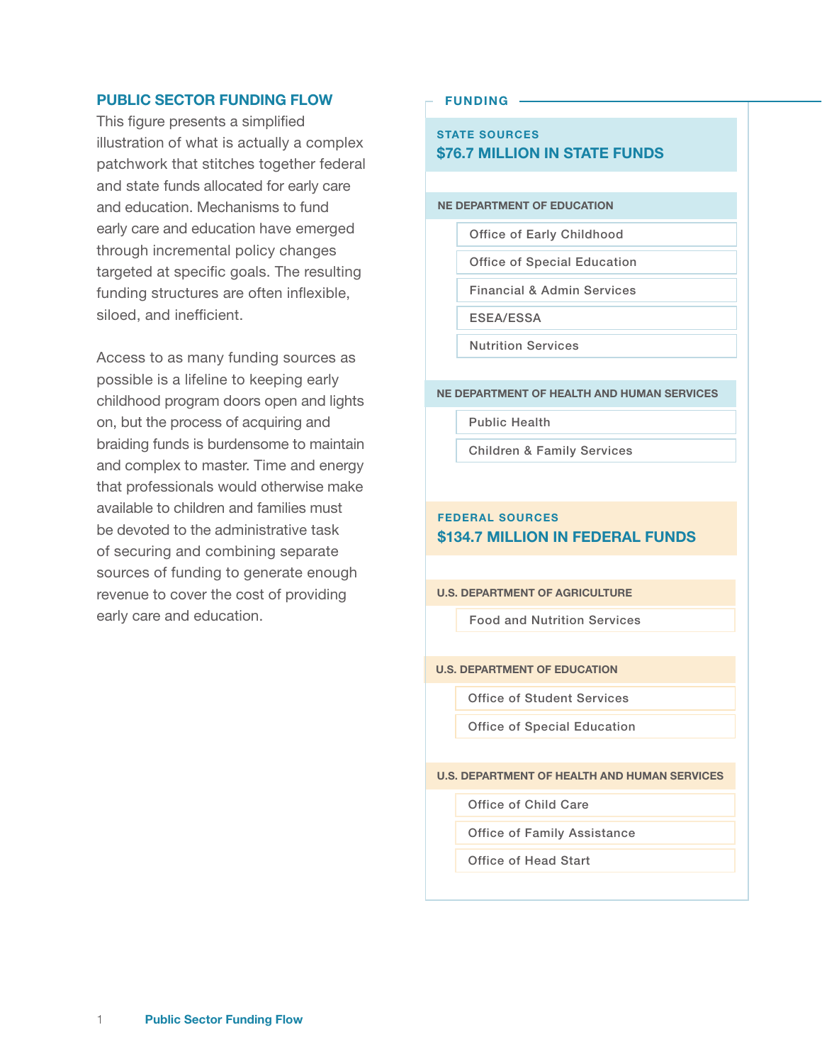## PUBLIC SECTOR FUNDING FLOW

This figure presents a simplified illustration of what is actually a complex patchwork that stitches together federal and state funds allocated for early care and education. Mechanisms to fund early care and education have emerged through incremental policy changes targeted at specific goals. The resulting funding structures are often inflexible, siloed, and inefficient.

Access to as many funding sources as possible is a lifeline to keeping early childhood program doors open and lights on, but the process of acquiring and braiding funds is burdensome to maintain and complex to master. Time and energy that professionals would otherwise make available to children and families must be devoted to the administrative task of securing and combining separate sources of funding to generate enough revenue to cover the cost of providing early care and education.

### FUNDING

**STATE SOURCES**
**$76.7 MILLION IN STATE FUNDS**

**NE DEPARTMENT OF EDUCATION**
- Office of Early Childhood
- Office of Special Education
- Financial & Admin Services
- ESEA/ESSA
- Nutrition Services

**NE DEPARTMENT OF HEALTH AND HUMAN SERVICES**
- Public Health
- Children & Family Services

**FEDERAL SOURCES**
**$134.7 MILLION IN FEDERAL FUNDS**

**U.S. DEPARTMENT OF AGRICULTURE**
- Food and Nutrition Services

**U.S. DEPARTMENT OF EDUCATION**
- Office of Student Services
- Office of Special Education

**U.S. DEPARTMENT OF HEALTH AND HUMAN SERVICES**
- Office of Child Care
- Office of Family Assistance
- Office of Head Start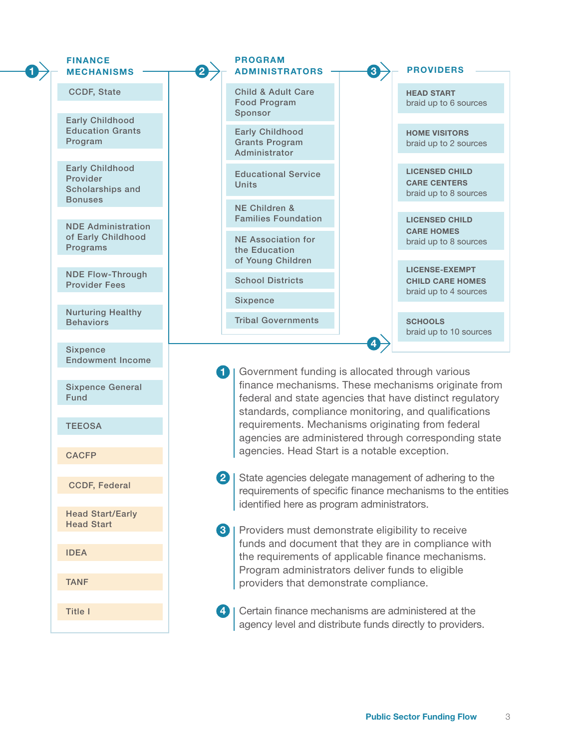## 1 FINANCE MECHANISMS

- CCDF, State
- Early Childhood Education Grants Program
- Early Childhood Provider Scholarships and Bonuses
- NDE Administration of Early Childhood Programs
- NDE Flow-Through Provider Fees
- Nurturing Healthy Behaviors
- Sixpence Endowment Income
- Sixpence General Fund
- TEEOSA
- CACFP
- CCDF, Federal
- Head Start/Early Head Start
- IDEA
- TANF
- Title I

## 2 PROGRAM ADMINISTRATORS

- Child & Adult Care Food Program Sponsor
- Early Childhood Grants Program Administrator
- Educational Service Units
- NE Children & Families Foundation
- NE Association for the Education of Young Children
- School Districts
- Sixpence
- Tribal Governments

## 3 PROVIDERS

- **HEAD START** braid up to 6 sources
- **HOME VISITORS** braid up to 2 sources
- **LICENSED CHILD CARE CENTERS** braid up to 8 sources
- **LICENSED CHILD CARE HOMES** braid up to 8 sources
- **LICENSE-EXEMPT CHILD CARE HOMES** braid up to 4 sources
- **SCHOOLS** braid up to 10 sources

**1** Government funding is allocated through various finance mechanisms. These mechanisms originate from federal and state agencies that have distinct regulatory standards, compliance monitoring, and qualifications requirements. Mechanisms originating from federal agencies are administered through corresponding state agencies. Head Start is a notable exception.

**2** State agencies delegate management of adhering to the requirements of specific finance mechanisms to the entities identified here as program administrators.

**3** Providers must demonstrate eligibility to receive funds and document that they are in compliance with the requirements of applicable finance mechanisms. Program administrators deliver funds to eligible providers that demonstrate compliance.

**4** Certain finance mechanisms are administered at the agency level and distribute funds directly to providers.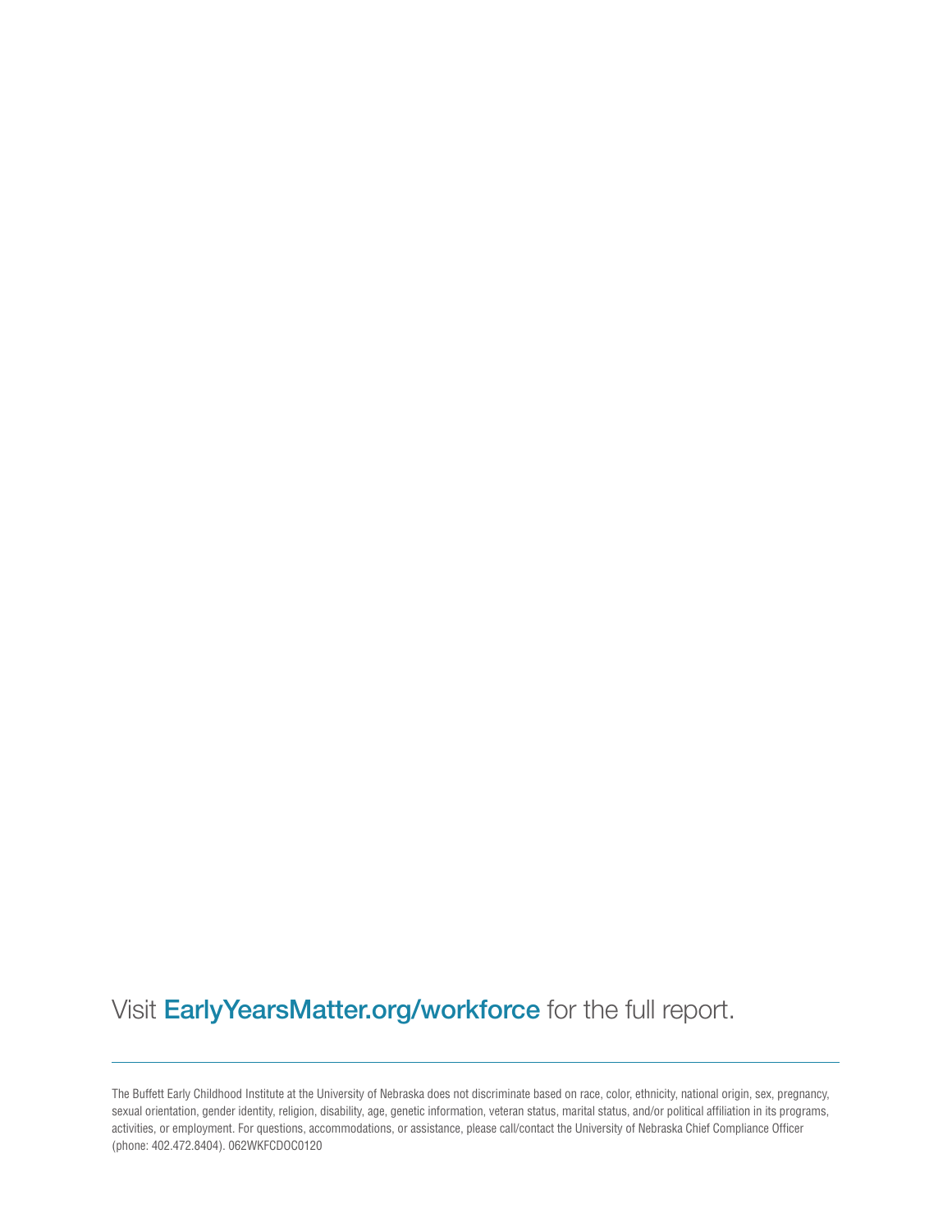Visit **EarlyYearsMatter.org/workforce** for the full report.

---

The Buffett Early Childhood Institute at the University of Nebraska does not discriminate based on race, color, ethnicity, national origin, sex, pregnancy, sexual orientation, gender identity, religion, disability, age, genetic information, veteran status, marital status, and/or political affiliation in its programs, activities, or employment. For questions, accommodations, or assistance, please call/contact the University of Nebraska Chief Compliance Officer (phone: 402.472.8404). 062WKFCDOC0120